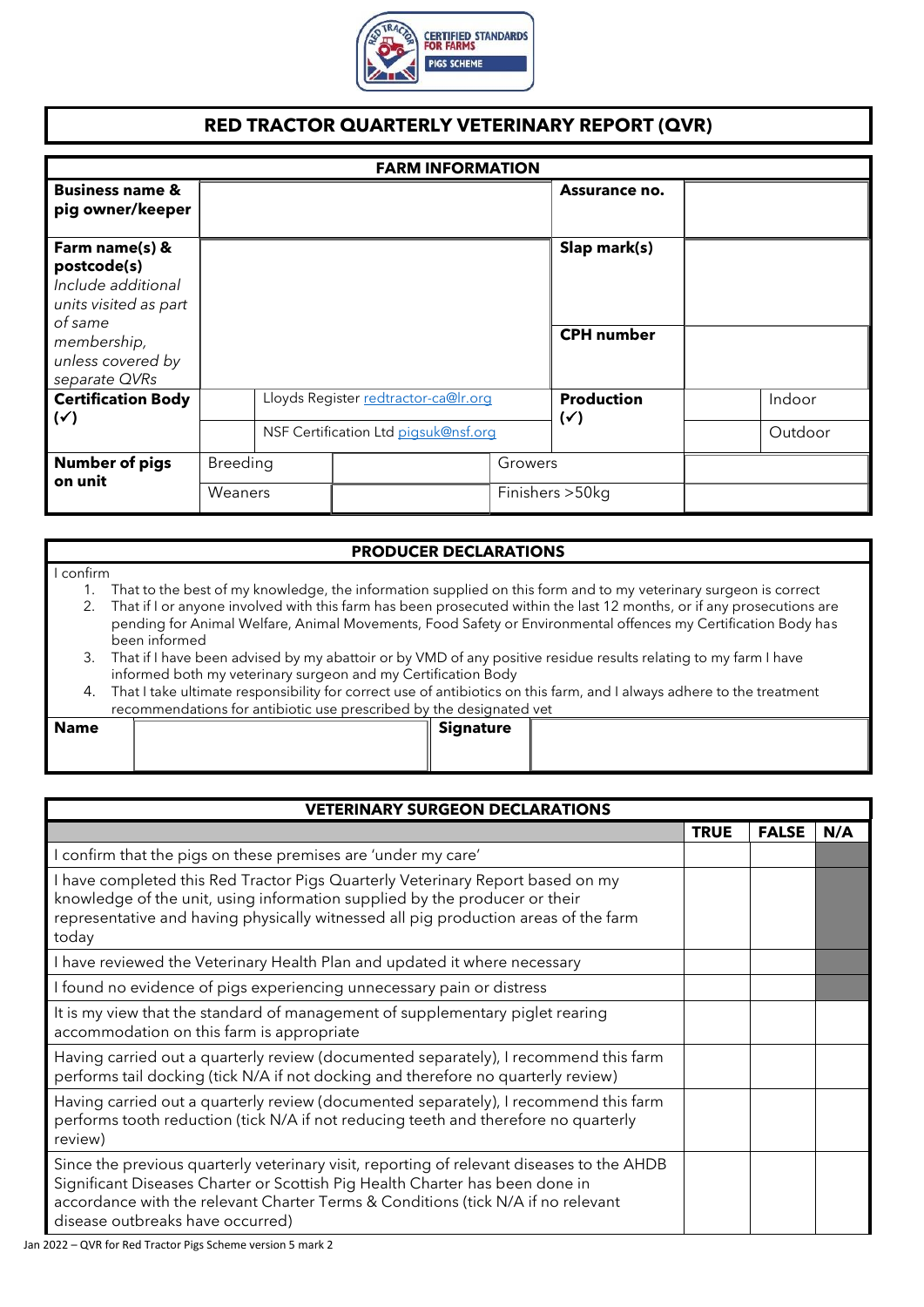# RED TRACTOR QUARTERLY VETERINARY REPORT (QVR)

| FARM INFORMATION | | | | |
|---|---|---|---|---|
| **Business name & pig owner/keeper** | | | **Assurance no.** | |
| **Farm name(s) & postcode(s)** *Include additional units visited as part of same membership, unless covered by separate QVRs* | | | **Slap mark(s)** | |
| | | | **CPH number** | |
| **Certification Body (✓)** | | Lloyds Register redtractor-ca@lr.org | **Production (✓)** | Indoor |
| | | NSF Certification Ltd pigsuk@nsf.org | | Outdoor |
| **Number of pigs on unit** | Breeding | | Growers | |
| | Weaners | | Finishers >50kg | |

## PRODUCER DECLARATIONS

I confirm

1. That to the best of my knowledge, the information supplied on this form and to my veterinary surgeon is correct
2. That if I or anyone involved with this farm has been prosecuted within the last 12 months, or if any prosecutions are pending for Animal Welfare, Animal Movements, Food Safety or Environmental offences my Certification Body has been informed
3. That if I have been advised by my abattoir or by VMD of any positive residue results relating to my farm I have informed both my veterinary surgeon and my Certification Body
4. That I take ultimate responsibility for correct use of antibiotics on this farm, and I always adhere to the treatment recommendations for antibiotic use prescribed by the designated vet

| **Name** | | **Signature** | |
|---|---|---|---|

## VETERINARY SURGEON DECLARATIONS

| | TRUE | FALSE | N/A |
|---|---|---|---|
| I confirm that the pigs on these premises are 'under my care' | | | |
| I have completed this Red Tractor Pigs Quarterly Veterinary Report based on my knowledge of the unit, using information supplied by the producer or their representative and having physically witnessed all pig production areas of the farm today | | | |
| I have reviewed the Veterinary Health Plan and updated it where necessary | | | |
| I found no evidence of pigs experiencing unnecessary pain or distress | | | |
| It is my view that the standard of management of supplementary piglet rearing accommodation on this farm is appropriate | | | |
| Having carried out a quarterly review (documented separately), I recommend this farm performs tail docking (tick N/A if not docking and therefore no quarterly review) | | | |
| Having carried out a quarterly review (documented separately), I recommend this farm performs tooth reduction (tick N/A if not reducing teeth and therefore no quarterly review) | | | |
| Since the previous quarterly veterinary visit, reporting of relevant diseases to the AHDB Significant Diseases Charter or Scottish Pig Health Charter has been done in accordance with the relevant Charter Terms & Conditions (tick N/A if no relevant disease outbreaks have occurred) | | | |

Jan 2022 – QVR for Red Tractor Pigs Scheme version 5 mark 2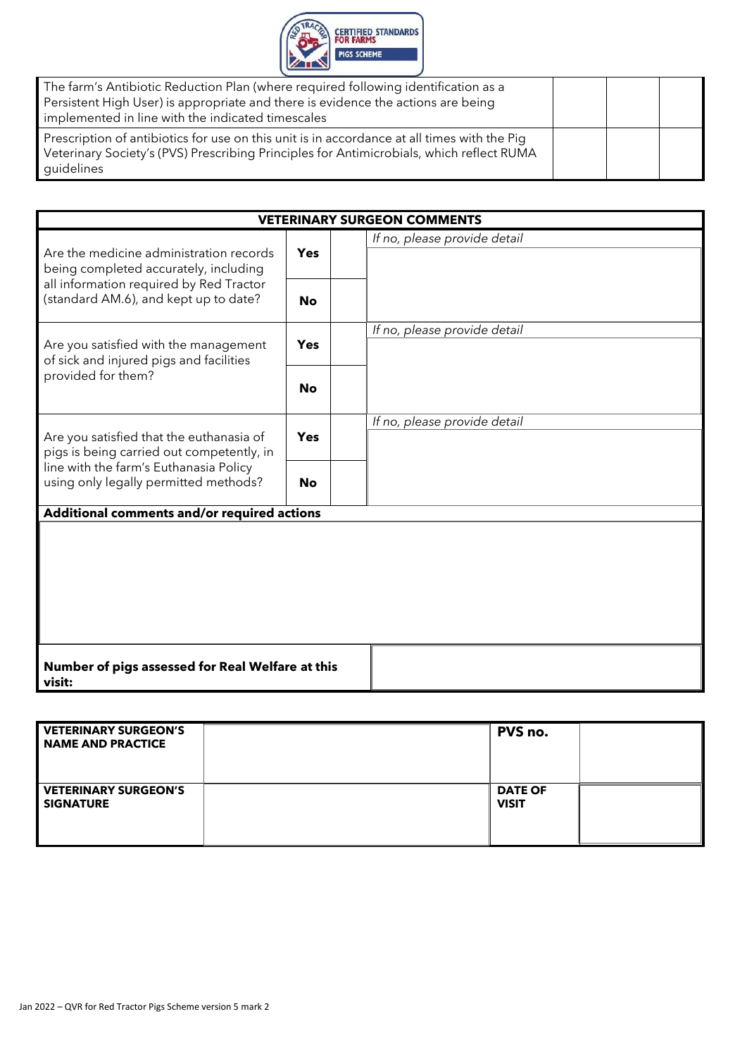| | | | |
|---|---|---|---|
| The farm's Antibiotic Reduction Plan (where required following identification as a Persistent High User) is appropriate and there is evidence the actions are being implemented in line with the indicated timescales | | | |
| Prescription of antibiotics for use on this unit is in accordance at all times with the Pig Veterinary Society's (PVS) Prescribing Principles for Antimicrobials, which reflect RUMA guidelines | | | |

| **VETERINARY SURGEON COMMENTS** | | | |
|---|---|---|---|
| Are the medicine administration records being completed accurately, including all information required by Red Tractor (standard AM.6), and kept up to date? | **Yes** | | *If no, please provide detail* |
| | **No** | | |
| Are you satisfied with the management of sick and injured pigs and facilities provided for them? | **Yes** | | *If no, please provide detail* |
| | **No** | | |
| Are you satisfied that the euthanasia of pigs is being carried out competently, in line with the farm's Euthanasia Policy using only legally permitted methods? | **Yes** | | *If no, please provide detail* |
| | **No** | | |
| **Additional comments and/or required actions** | | | |
| | | | |
| **Number of pigs assessed for Real Welfare at this visit:** | | | |

| | | | |
|---|---|---|---|
| **VETERINARY SURGEON'S NAME AND PRACTICE** | | **PVS no.** | |
| **VETERINARY SURGEON'S SIGNATURE** | | **DATE OF VISIT** | |

Jan 2022 – QVR for Red Tractor Pigs Scheme version 5 mark 2